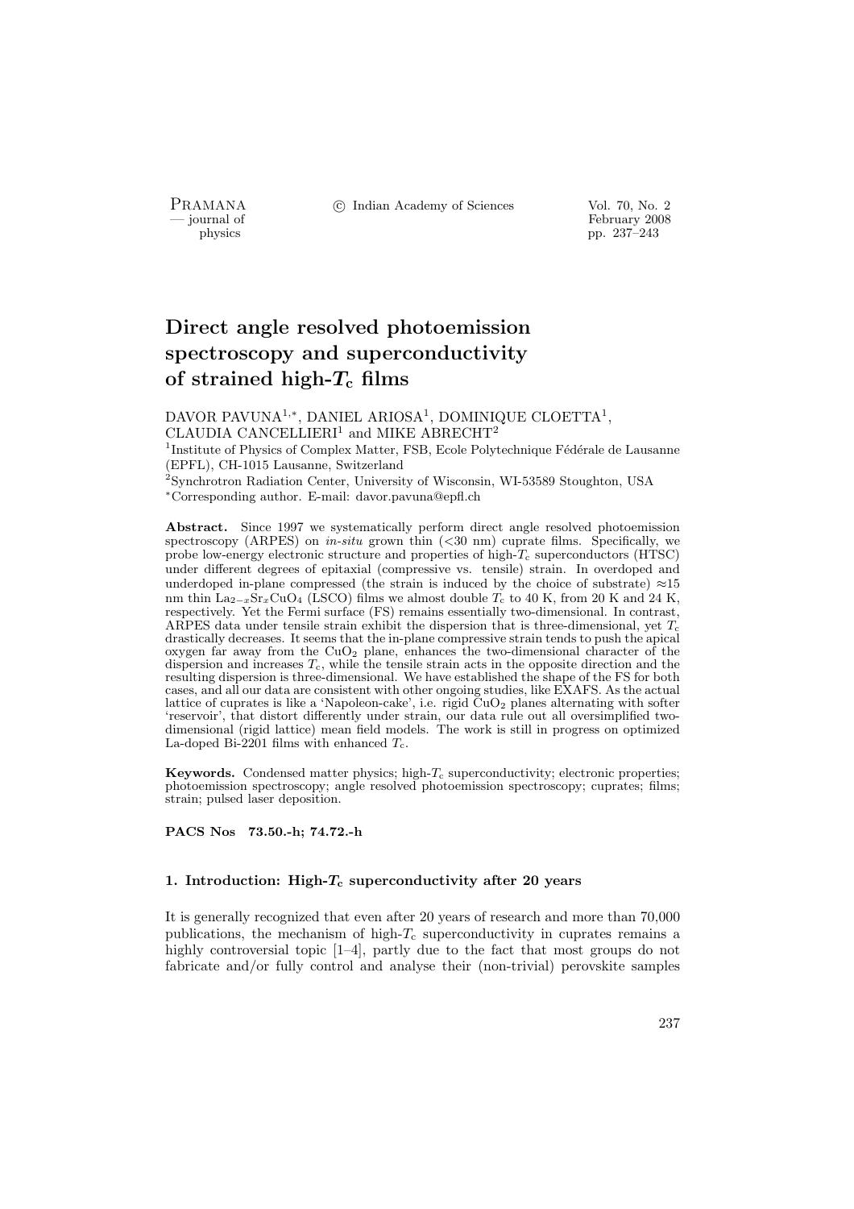# Direct angle resolved photoemission spectroscopy and superconductivity of strained high-$T_c$ films

DAVOR PAVUNA[1,*], DANIEL ARIOSA[1], DOMINIQUE CLOETTA[1], CLAUDIA CANCELLIERI[1] and MIKE ABRECHT[2]

[1]Institute of Physics of Complex Matter, FSB, Ecole Polytechnique Fédérale de Lausanne (EPFL), CH-1015 Lausanne, Switzerland

[2]Synchrotron Radiation Center, University of Wisconsin, WI-53589 Stoughton, USA

[*]Corresponding author. E-mail: davor.pavuna@epfl.ch

**Abstract.** Since 1997 we systematically perform direct angle resolved photoemission spectroscopy (ARPES) on *in-situ* grown thin (<30 nm) cuprate films. Specifically, we probe low-energy electronic structure and properties of high-$T_c$ superconductors (HTSC) under different degrees of epitaxial (compressive vs. tensile) strain. In overdoped and underdoped in-plane compressed (the strain is induced by the choice of substrate) ≈15 nm thin $La_{2-x}Sr_xCuO_4$ (LSCO) films we almost double $T_c$ to 40 K, from 20 K and 24 K, respectively. Yet the Fermi surface (FS) remains essentially two-dimensional. In contrast, ARPES data under tensile strain exhibit the dispersion that is three-dimensional, yet $T_c$ drastically decreases. It seems that the in-plane compressive strain tends to push the apical oxygen far away from the $CuO_2$ plane, enhances the two-dimensional character of the dispersion and increases $T_c$, while the tensile strain acts in the opposite direction and the resulting dispersion is three-dimensional. We have established the shape of the FS for both cases, and all our data are consistent with other ongoing studies, like EXAFS. As the actual lattice of cuprates is like a 'Napoleon-cake', i.e. rigid $CuO_2$ planes alternating with softer 'reservoir', that distort differently under strain, our data rule out all oversimplified two-dimensional (rigid lattice) mean field models. The work is still in progress on optimized La-doped Bi-2201 films with enhanced $T_c$.

**Keywords.** Condensed matter physics; high-$T_c$ superconductivity; electronic properties; photoemission spectroscopy; angle resolved photoemission spectroscopy; cuprates; films; strain; pulsed laser deposition.

**PACS Nos 73.50.-h; 74.72.-h**

## 1. Introduction: High-$T_c$ superconductivity after 20 years

It is generally recognized that even after 20 years of research and more than 70,000 publications, the mechanism of high-$T_c$ superconductivity in cuprates remains a highly controversial topic [1–4], partly due to the fact that most groups do not fabricate and/or fully control and analyse their (non-trivial) perovskite samples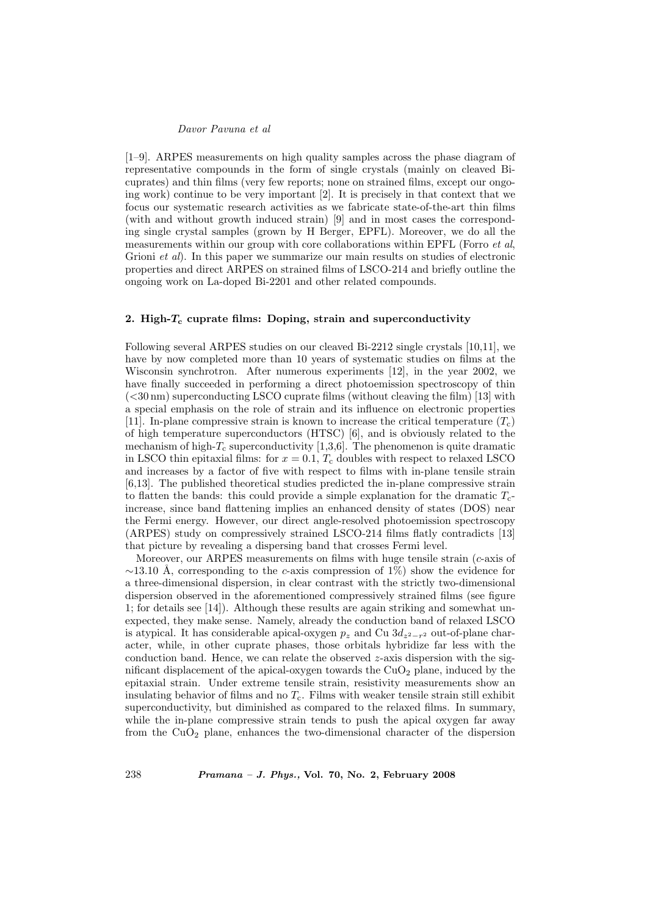[1–9]. ARPES measurements on high quality samples across the phase diagram of representative compounds in the form of single crystals (mainly on cleaved Bi-cuprates) and thin films (very few reports; none on strained films, except our ongoing work) continue to be very important [2]. It is precisely in that context that we focus our systematic research activities as we fabricate state-of-the-art thin films (with and without growth induced strain) [9] and in most cases the corresponding single crystal samples (grown by H Berger, EPFL). Moreover, we do all the measurements within our group with core collaborations within EPFL (Forro *et al*, Grioni *et al*). In this paper we summarize our main results on studies of electronic properties and direct ARPES on strained films of LSCO-214 and briefly outline the ongoing work on La-doped Bi-2201 and other related compounds.

## 2. High-$T_c$ cuprate films: Doping, strain and superconductivity

Following several ARPES studies on our cleaved Bi-2212 single crystals [10,11], we have by now completed more than 10 years of systematic studies on films at the Wisconsin synchrotron. After numerous experiments [12], in the year 2002, we have finally succeeded in performing a direct photoemission spectroscopy of thin (<30 nm) superconducting LSCO cuprate films (without cleaving the film) [13] with a special emphasis on the role of strain and its influence on electronic properties [11]. In-plane compressive strain is known to increase the critical temperature ($T_c$) of high temperature superconductors (HTSC) [6], and is obviously related to the mechanism of high-$T_c$ superconductivity [1,3,6]. The phenomenon is quite dramatic in LSCO thin epitaxial films: for $x = 0.1$, $T_c$ doubles with respect to relaxed LSCO and increases by a factor of five with respect to films with in-plane tensile strain [6,13]. The published theoretical studies predicted the in-plane compressive strain to flatten the bands: this could provide a simple explanation for the dramatic $T_c$-increase, since band flattening implies an enhanced density of states (DOS) near the Fermi energy. However, our direct angle-resolved photoemission spectroscopy (ARPES) study on compressively strained LSCO-214 films flatly contradicts [13] that picture by revealing a dispersing band that crosses Fermi level.

Moreover, our ARPES measurements on films with huge tensile strain ($c$-axis of $\sim$13.10 Å, corresponding to the $c$-axis compression of 1%) show the evidence for a three-dimensional dispersion, in clear contrast with the strictly two-dimensional dispersion observed in the aforementioned compressively strained films (see figure 1; for details see [14]). Although these results are again striking and somewhat unexpected, they make sense. Namely, already the conduction band of relaxed LSCO is atypical. It has considerable apical-oxygen $p_z$ and Cu $3d_{z^2-r^2}$ out-of-plane character, while, in other cuprate phases, those orbitals hybridize far less with the conduction band. Hence, we can relate the observed $z$-axis dispersion with the significant displacement of the apical-oxygen towards the $CuO_2$ plane, induced by the epitaxial strain. Under extreme tensile strain, resistivity measurements show an insulating behavior of films and no $T_c$. Films with weaker tensile strain still exhibit superconductivity, but diminished as compared to the relaxed films. In summary, while the in-plane compressive strain tends to push the apical oxygen far away from the $CuO_2$ plane, enhances the two-dimensional character of the dispersion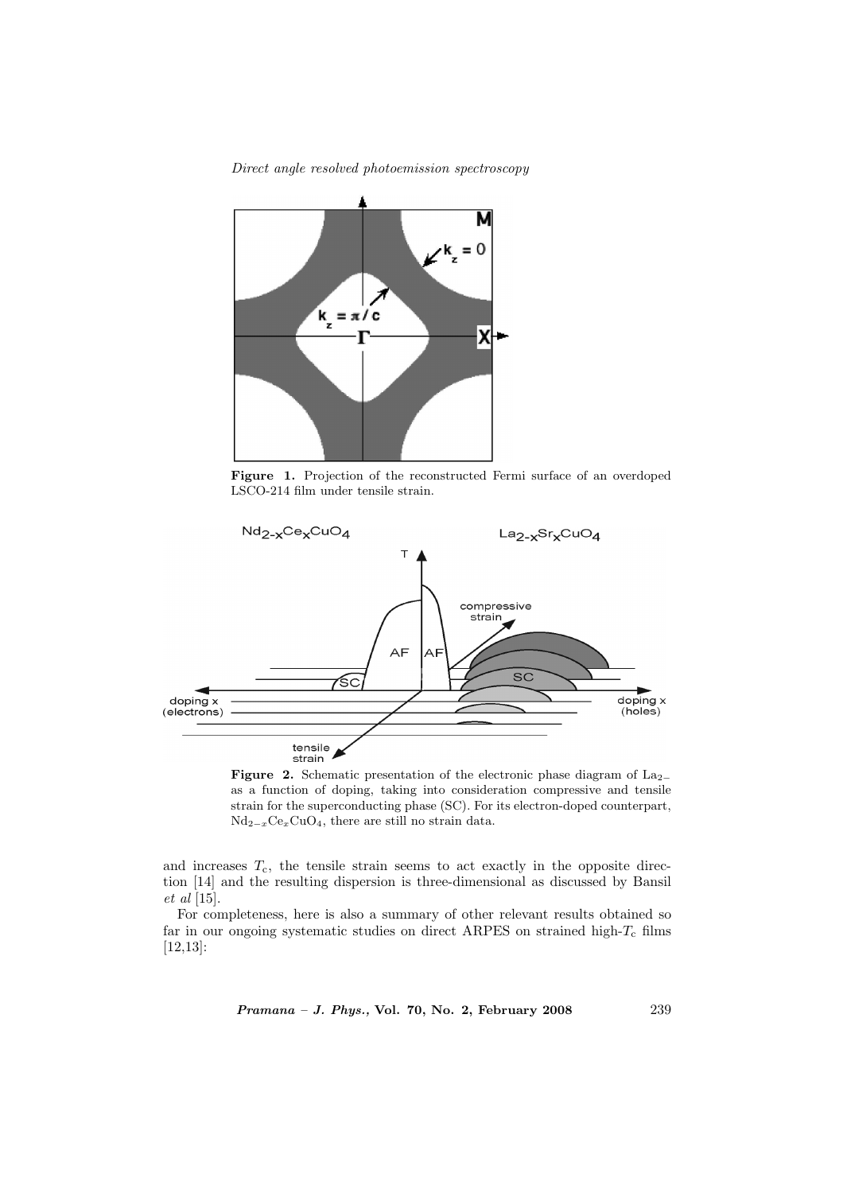**Figure 1.** Projection of the reconstructed Fermi surface of an overdoped LSCO-214 film under tensile strain.

**Figure 2.** Schematic presentation of the electronic phase diagram of $La_{2-}$ as a function of doping, taking into consideration compressive and tensile strain for the superconducting phase (SC). For its electron-doped counterpart, $Nd_{2-x}Ce_xCuO_4$, there are still no strain data.

and increases $T_c$, the tensile strain seems to act exactly in the opposite direction [14] and the resulting dispersion is three-dimensional as discussed by Bansil *et al* [15].

For completeness, here is also a summary of other relevant results obtained so far in our ongoing systematic studies on direct ARPES on strained high-$T_c$ films [12,13]: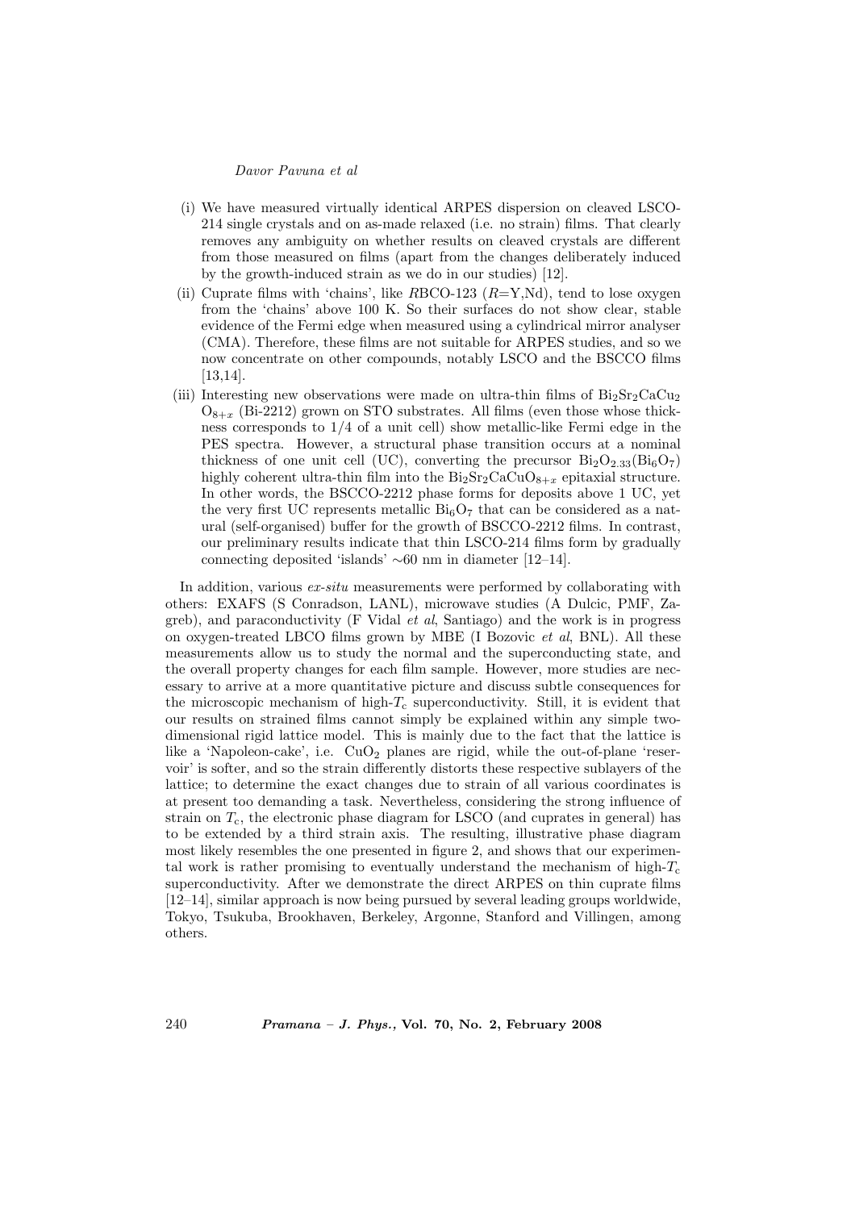(i) We have measured virtually identical ARPES dispersion on cleaved LSCO-214 single crystals and on as-made relaxed (i.e. no strain) films. That clearly removes any ambiguity on whether results on cleaved crystals are different from those measured on films (apart from the changes deliberately induced by the growth-induced strain as we do in our studies) [12].

(ii) Cuprate films with 'chains', like *R*BCO-123 (*R*=Y,Nd), tend to lose oxygen from the 'chains' above 100 K. So their surfaces do not show clear, stable evidence of the Fermi edge when measured using a cylindrical mirror analyser (CMA). Therefore, these films are not suitable for ARPES studies, and so we now concentrate on other compounds, notably LSCO and the BSCCO films [13,14].

(iii) Interesting new observations were made on ultra-thin films of $Bi_2Sr_2CaCu_2O_{8+x}$ (Bi-2212) grown on STO substrates. All films (even those whose thickness corresponds to 1/4 of a unit cell) show metallic-like Fermi edge in the PES spectra. However, a structural phase transition occurs at a nominal thickness of one unit cell (UC), converting the precursor $Bi_2O_{2.33}(Bi_6O_7)$ highly coherent ultra-thin film into the $Bi_2Sr_2CaCuO_{8+x}$ epitaxial structure. In other words, the BSCCO-2212 phase forms for deposits above 1 UC, yet the very first UC represents metallic $Bi_6O_7$ that can be considered as a natural (self-organised) buffer for the growth of BSCCO-2212 films. In contrast, our preliminary results indicate that thin LSCO-214 films form by gradually connecting deposited 'islands' ∼60 nm in diameter [12–14].

In addition, various *ex-situ* measurements were performed by collaborating with others: EXAFS (S Conradson, LANL), microwave studies (A Dulcic, PMF, Zagreb), and paraconductivity (F Vidal *et al*, Santiago) and the work is in progress on oxygen-treated LBCO films grown by MBE (I Bozovic *et al*, BNL). All these measurements allow us to study the normal and the superconducting state, and the overall property changes for each film sample. However, more studies are necessary to arrive at a more quantitative picture and discuss subtle consequences for the microscopic mechanism of high-$T_c$ superconductivity. Still, it is evident that our results on strained films cannot simply be explained within any simple two-dimensional rigid lattice model. This is mainly due to the fact that the lattice is like a 'Napoleon-cake', i.e. $CuO_2$ planes are rigid, while the out-of-plane 'reservoir' is softer, and so the strain differently distorts these respective sublayers of the lattice; to determine the exact changes due to strain of all various coordinates is at present too demanding a task. Nevertheless, considering the strong influence of strain on $T_c$, the electronic phase diagram for LSCO (and cuprates in general) has to be extended by a third strain axis. The resulting, illustrative phase diagram most likely resembles the one presented in figure 2, and shows that our experimental work is rather promising to eventually understand the mechanism of high-$T_c$ superconductivity. After we demonstrate the direct ARPES on thin cuprate films [12–14], similar approach is now being pursued by several leading groups worldwide, Tokyo, Tsukuba, Brookhaven, Berkeley, Argonne, Stanford and Villingen, among others.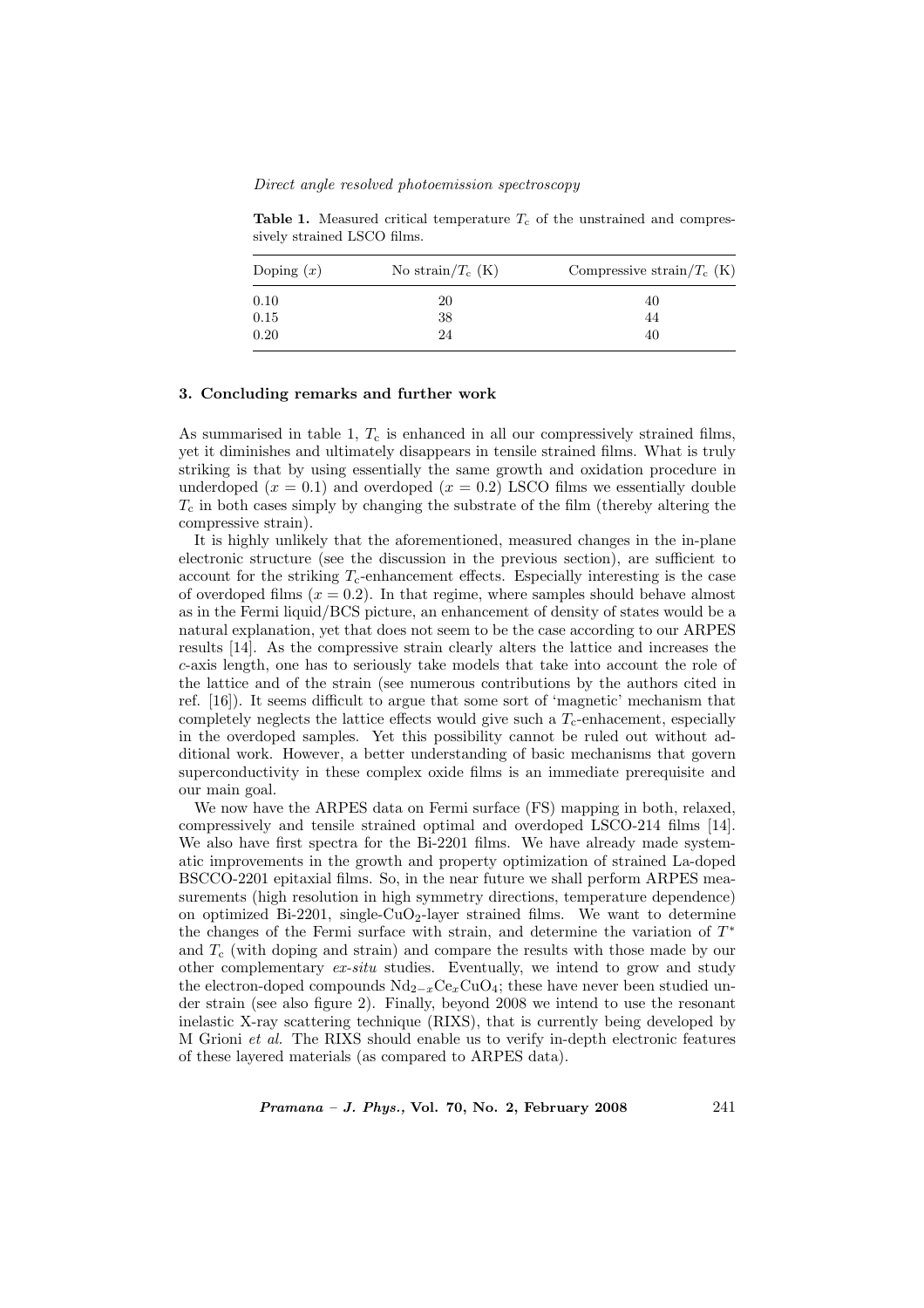**Table 1.** Measured critical temperature $T_c$ of the unstrained and compressively strained LSCO films.

| Doping ($x$) | No strain/$T_c$ (K) | Compressive strain/$T_c$ (K) |
|---|---|---|
| 0.10 | 20 | 40 |
| 0.15 | 38 | 44 |
| 0.20 | 24 | 40 |

## 3. Concluding remarks and further work

As summarised in table 1, $T_c$ is enhanced in all our compressively strained films, yet it diminishes and ultimately disappears in tensile strained films. What is truly striking is that by using essentially the same growth and oxidation procedure in underdoped ($x = 0.1$) and overdoped ($x = 0.2$) LSCO films we essentially double $T_c$ in both cases simply by changing the substrate of the film (thereby altering the compressive strain).

It is highly unlikely that the aforementioned, measured changes in the in-plane electronic structure (see the discussion in the previous section), are sufficient to account for the striking $T_c$-enhancement effects. Especially interesting is the case of overdoped films ($x = 0.2$). In that regime, where samples should behave almost as in the Fermi liquid/BCS picture, an enhancement of density of states would be a natural explanation, yet that does not seem to be the case according to our ARPES results [14]. As the compressive strain clearly alters the lattice and increases the $c$-axis length, one has to seriously take models that take into account the role of the lattice and of the strain (see numerous contributions by the authors cited in ref. [16]). It seems difficult to argue that some sort of 'magnetic' mechanism that completely neglects the lattice effects would give such a $T_c$-enhancement, especially in the overdoped samples. Yet this possibility cannot be ruled out without additional work. However, a better understanding of basic mechanisms that govern superconductivity in these complex oxide films is an immediate prerequisite and our main goal.

We now have the ARPES data on Fermi surface (FS) mapping in both, relaxed, compressively and tensile strained optimal and overdoped LSCO-214 films [14]. We also have first spectra for the Bi-2201 films. We have already made systematic improvements in the growth and property optimization of strained La-doped BSCCO-2201 epitaxial films. So, in the near future we shall perform ARPES measurements (high resolution in high symmetry directions, temperature dependence) on optimized Bi-2201, single-$CuO_2$-layer strained films. We want to determine the changes of the Fermi surface with strain, and determine the variation of $T^*$ and $T_c$ (with doping and strain) and compare the results with those made by our other complementary *ex-situ* studies. Eventually, we intend to grow and study the electron-doped compounds $Nd_{2-x}Ce_xCuO_4$; these have never been studied under strain (see also figure 2). Finally, beyond 2008 we intend to use the resonant inelastic X-ray scattering technique (RIXS), that is currently being developed by M Grioni *et al.* The RIXS should enable us to verify in-depth electronic features of these layered materials (as compared to ARPES data).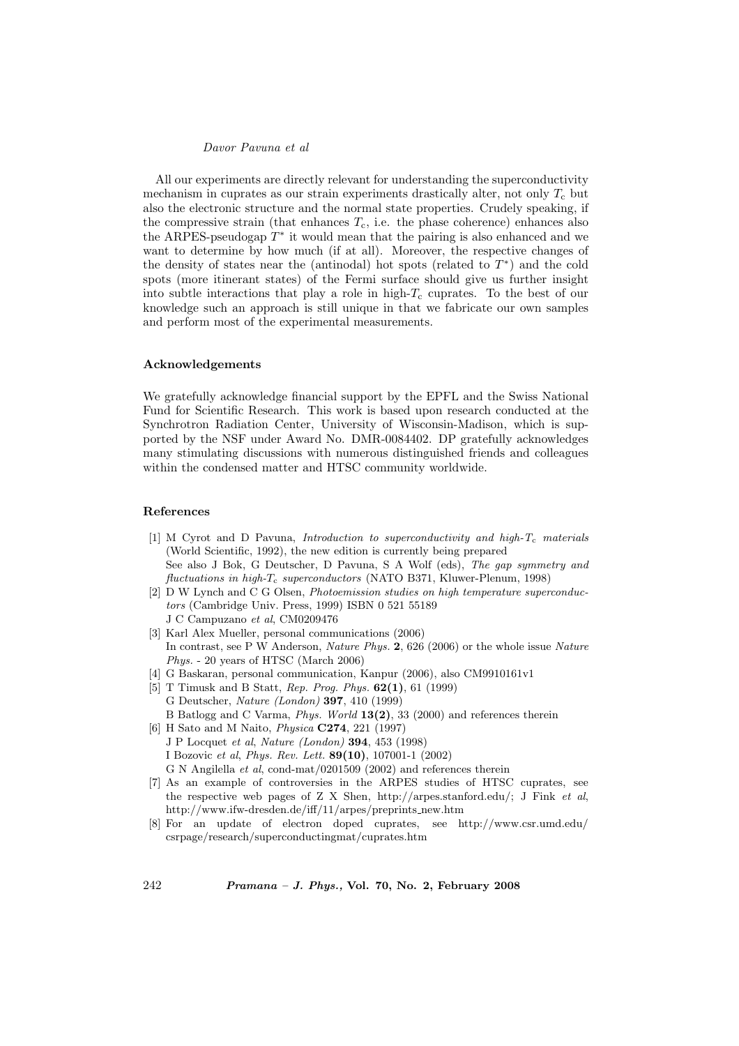All our experiments are directly relevant for understanding the superconductivity mechanism in cuprates as our strain experiments drastically alter, not only $T_c$ but also the electronic structure and the normal state properties. Crudely speaking, if the compressive strain (that enhances $T_c$, i.e. the phase coherence) enhances also the ARPES-pseudogap $T^*$ it would mean that the pairing is also enhanced and we want to determine by how much (if at all). Moreover, the respective changes of the density of states near the (antinodal) hot spots (related to $T^*$) and the cold spots (more itinerant states) of the Fermi surface should give us further insight into subtle interactions that play a role in high-$T_c$ cuprates. To the best of our knowledge such an approach is still unique in that we fabricate our own samples and perform most of the experimental measurements.

### Acknowledgements

We gratefully acknowledge financial support by the EPFL and the Swiss National Fund for Scientific Research. This work is based upon research conducted at the Synchrotron Radiation Center, University of Wisconsin-Madison, which is supported by the NSF under Award No. DMR-0084402. DP gratefully acknowledges many stimulating discussions with numerous distinguished friends and colleagues within the condensed matter and HTSC community worldwide.

### References

[1] M Cyrot and D Pavuna, *Introduction to superconductivity and high-$T_c$ materials* (World Scientific, 1992), the new edition is currently being prepared
See also J Bok, G Deutscher, D Pavuna, S A Wolf (eds), *The gap symmetry and fluctuations in high-$T_c$ superconductors* (NATO B371, Kluwer-Plenum, 1998)

[2] D W Lynch and C G Olsen, *Photoemission studies on high temperature superconductors* (Cambridge Univ. Press, 1999) ISBN 0 521 55189
J C Campuzano *et al*, CM0209476

[3] Karl Alex Mueller, personal communications (2006)
In contrast, see P W Anderson, *Nature Phys.* **2**, 626 (2006) or the whole issue *Nature Phys.* - 20 years of HTSC (March 2006)

[4] G Baskaran, personal communication, Kanpur (2006), also CM9910161v1

[5] T Timusk and B Statt, *Rep. Prog. Phys.* **62(1)**, 61 (1999)
G Deutscher, *Nature (London)* **397**, 410 (1999)
B Batlogg and C Varma, *Phys. World* **13(2)**, 33 (2000) and references therein

[6] H Sato and M Naito, *Physica* **C274**, 221 (1997)
J P Locquet *et al*, *Nature (London)* **394**, 453 (1998)
I Bozovic *et al*, *Phys. Rev. Lett.* **89(10)**, 107001-1 (2002)
G N Angilella *et al*, cond-mat/0201509 (2002) and references therein

[7] As an example of controversies in the ARPES studies of HTSC cuprates, see the respective web pages of Z X Shen, http://arpes.stanford.edu/; J Fink *et al*, http://www.ifw-dresden.de/iff/11/arpes/preprints_new.htm

[8] For an update of electron doped cuprates, see http://www.csr.umd.edu/csrpage/research/superconductingmat/cuprates.htm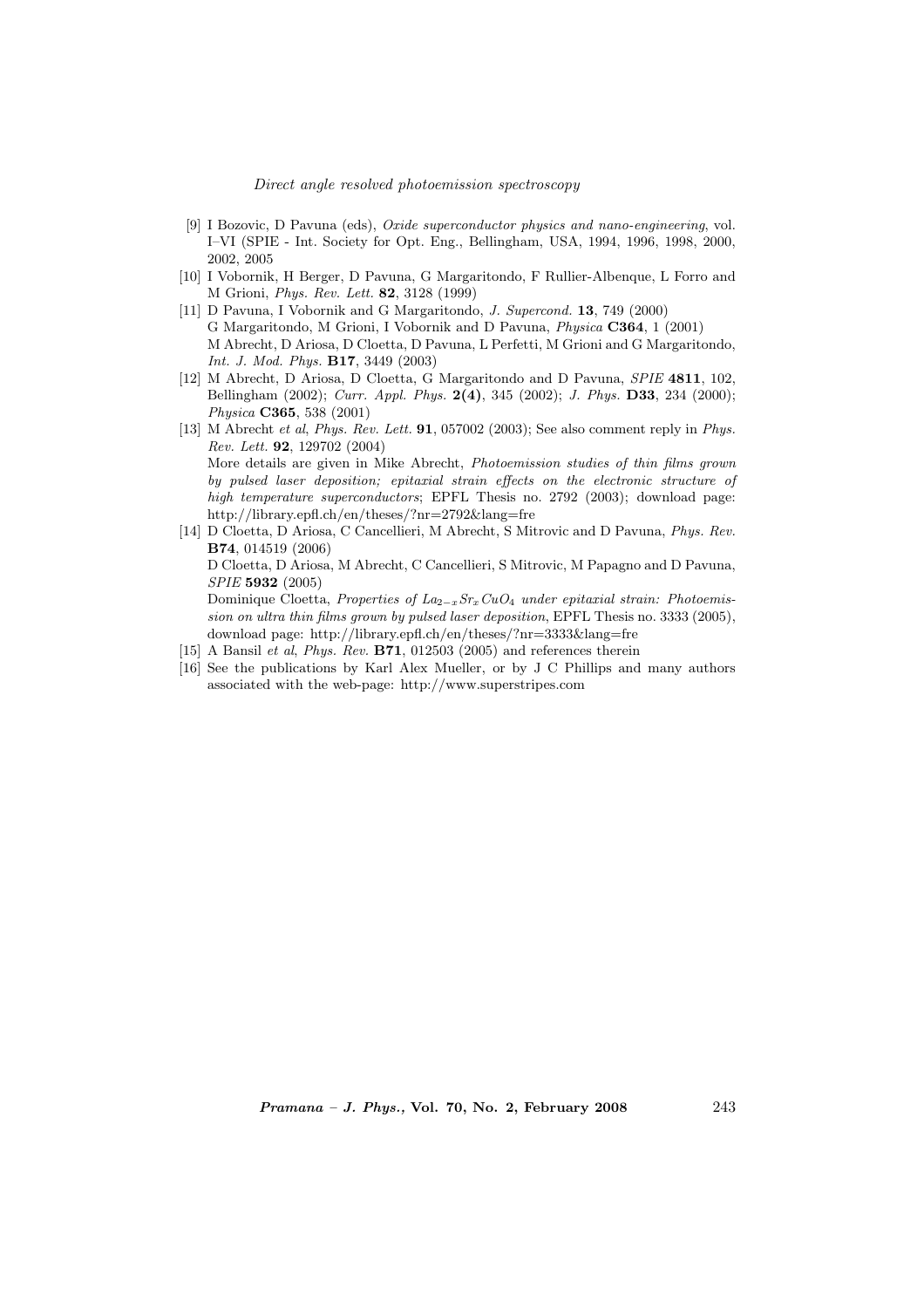[9] I Bozovic, D Pavuna (eds), *Oxide superconductor physics and nano-engineering*, vol. I–VI (SPIE - Int. Society for Opt. Eng., Bellingham, USA, 1994, 1996, 1998, 2000, 2002, 2005

[10] I Vobornik, H Berger, D Pavuna, G Margaritondo, F Rullier-Albenque, L Forro and M Grioni, *Phys. Rev. Lett.* **82**, 3128 (1999)

[11] D Pavuna, I Vobornik and G Margaritondo, *J. Supercond.* **13**, 749 (2000)
G Margaritondo, M Grioni, I Vobornik and D Pavuna, *Physica* **C364**, 1 (2001)
M Abrecht, D Ariosa, D Cloetta, D Pavuna, L Perfetti, M Grioni and G Margaritondo, *Int. J. Mod. Phys.* **B17**, 3449 (2003)

[12] M Abrecht, D Ariosa, D Cloetta, G Margaritondo and D Pavuna, *SPIE* **4811**, 102, Bellingham (2002); *Curr. Appl. Phys.* **2(4)**, 345 (2002); *J. Phys.* **D33**, 234 (2000); *Physica* **C365**, 538 (2001)

[13] M Abrecht *et al*, *Phys. Rev. Lett.* **91**, 057002 (2003); See also comment reply in *Phys. Rev. Lett.* **92**, 129702 (2004)
More details are given in Mike Abrecht, *Photoemission studies of thin films grown by pulsed laser deposition; epitaxial strain effects on the electronic structure of high temperature superconductors*; EPFL Thesis no. 2792 (2003); download page: http://library.epfl.ch/en/theses/?nr=2792&lang=fre

[14] D Cloetta, D Ariosa, C Cancellieri, M Abrecht, S Mitrovic and D Pavuna, *Phys. Rev.* **B74**, 014519 (2006)
D Cloetta, D Ariosa, M Abrecht, C Cancellieri, S Mitrovic, M Papagno and D Pavuna, *SPIE* **5932** (2005)
Dominique Cloetta, *Properties of $La_{2-x}Sr_xCuO_4$ under epitaxial strain: Photoemission on ultra thin films grown by pulsed laser deposition*, EPFL Thesis no. 3333 (2005), download page: http://library.epfl.ch/en/theses/?nr=3333&lang=fre

[15] A Bansil *et al*, *Phys. Rev.* **B71**, 012503 (2005) and references therein

[16] See the publications by Karl Alex Mueller, or by J C Phillips and many authors associated with the web-page: http://www.superstripes.com